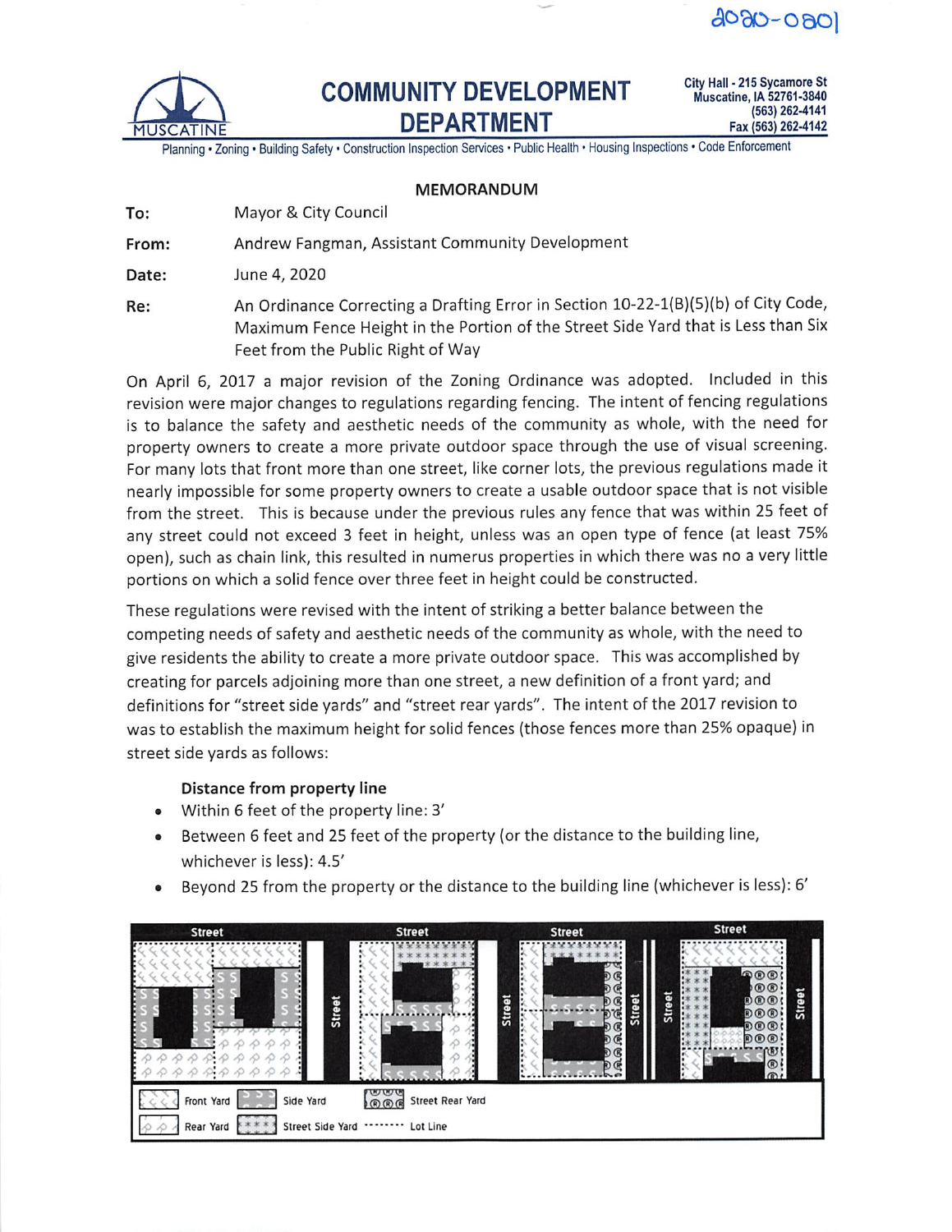2020-0801

# COMMUNITY DEVELOPMENT DEPARTMENT

City Hall - 215 Sycamore St
Muscatine, IA 52761-3840
(563) 262-4141
Fax (563) 262-4142

Planning • Zoning • Building Safety • Construction Inspection Services • Public Health • Housing Inspections • Code Enforcement

## MEMORANDUM

**To:** Mayor & City Council

**From:** Andrew Fangman, Assistant Community Development

**Date:** June 4, 2020

**Re:** An Ordinance Correcting a Drafting Error in Section 10-22-1(B)(5)(b) of City Code, Maximum Fence Height in the Portion of the Street Side Yard that is Less than Six Feet from the Public Right of Way

On April 6, 2017 a major revision of the Zoning Ordinance was adopted. Included in this revision were major changes to regulations regarding fencing. The intent of fencing regulations is to balance the safety and aesthetic needs of the community as whole, with the need for property owners to create a more private outdoor space through the use of visual screening. For many lots that front more than one street, like corner lots, the previous regulations made it nearly impossible for some property owners to create a usable outdoor space that is not visible from the street. This is because under the previous rules any fence that was within 25 feet of any street could not exceed 3 feet in height, unless was an open type of fence (at least 75% open), such as chain link, this resulted in numerus properties in which there was no a very little portions on which a solid fence over three feet in height could be constructed.

These regulations were revised with the intent of striking a better balance between the competing needs of safety and aesthetic needs of the community as whole, with the need to give residents the ability to create a more private outdoor space. This was accomplished by creating for parcels adjoining more than one street, a new definition of a front yard; and definitions for "street side yards" and "street rear yards". The intent of the 2017 revision to was to establish the maximum height for solid fences (those fences more than 25% opaque) in street side yards as follows:

**Distance from property line**

- Within 6 feet of the property line: 3'
- Between 6 feet and 25 feet of the property (or the distance to the building line, whichever is less): 4.5'
- Beyond 25 from the property or the distance to the building line (whichever is less): 6'

Legend: Front Yard, Side Yard, Street Rear Yard, Rear Yard, Street Side Yard, Lot Line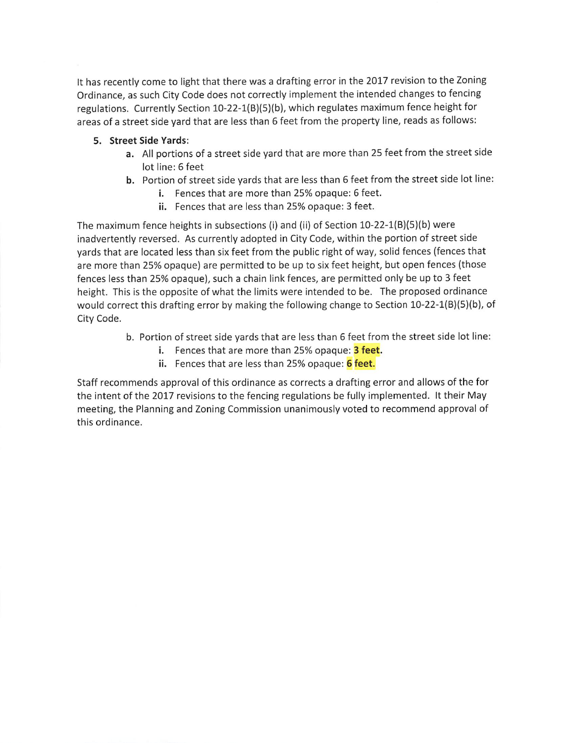It has recently come to light that there was a drafting error in the 2017 revision to the Zoning Ordinance, as such City Code does not correctly implement the intended changes to fencing regulations. Currently Section 10-22-1(B)(5)(b), which regulates maximum fence height for areas of a street side yard that are less than 6 feet from the property line, reads as follows:

5. **Street Side Yards**:
   a. All portions of a street side yard that are more than 25 feet from the street side lot line: 6 feet
   b. Portion of street side yards that are less than 6 feet from the street side lot line:
      i. Fences that are more than 25% opaque: 6 feet.
      ii. Fences that are less than 25% opaque: 3 feet.

The maximum fence heights in subsections (i) and (ii) of Section 10-22-1(B)(5)(b) were inadvertently reversed. As currently adopted in City Code, within the portion of street side yards that are located less than six feet from the public right of way, solid fences (fences that are more than 25% opaque) are permitted to be up to six feet height, but open fences (those fences less than 25% opaque), such a chain link fences, are permitted only be up to 3 feet height. This is the opposite of what the limits were intended to be. The proposed ordinance would correct this drafting error by making the following change to Section 10-22-1(B)(5)(b), of City Code.

b. Portion of street side yards that are less than 6 feet from the street side lot line:
   i. Fences that are more than 25% opaque: **3 feet**.
   ii. Fences that are less than 25% opaque: **6 feet**.

Staff recommends approval of this ordinance as corrects a drafting error and allows of the for the intent of the 2017 revisions to the fencing regulations be fully implemented. It their May meeting, the Planning and Zoning Commission unanimously voted to recommend approval of this ordinance.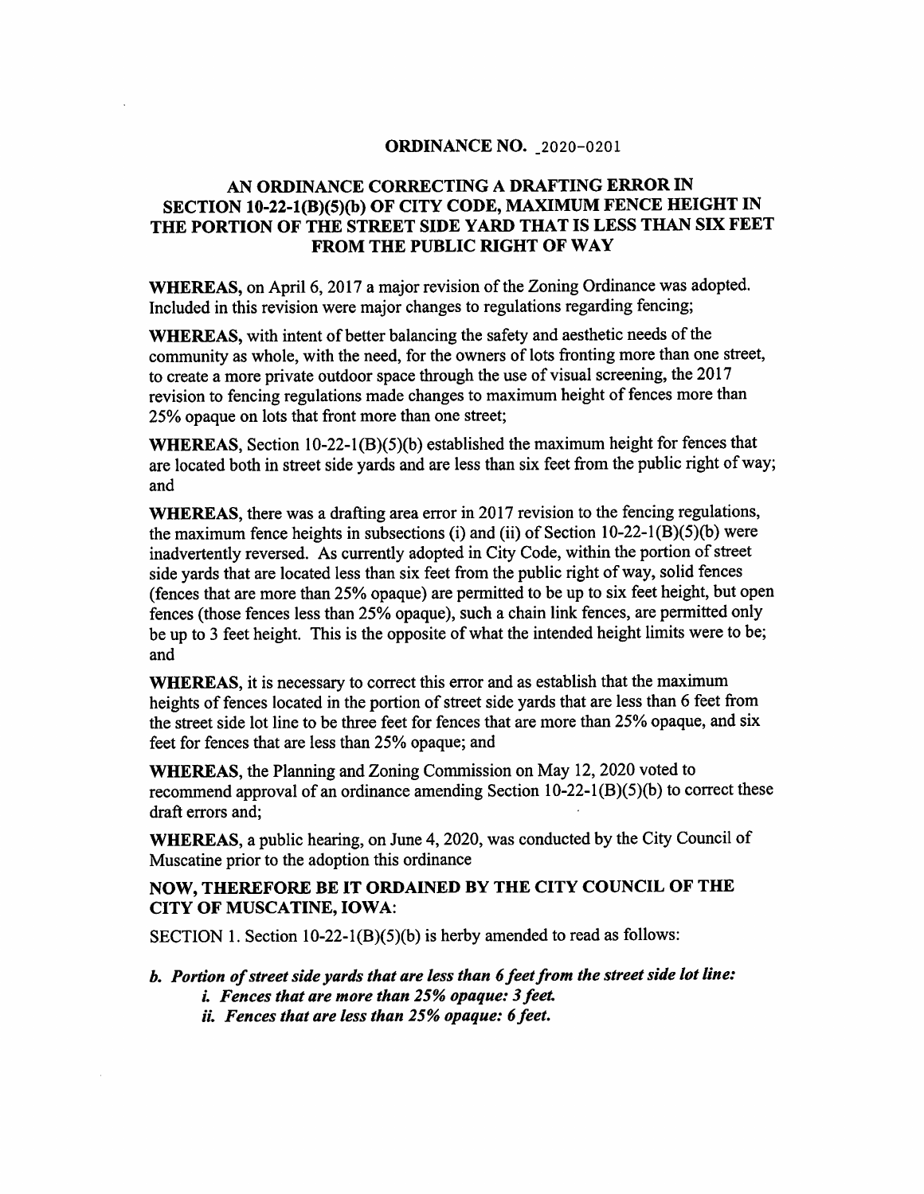**ORDINANCE NO.** _2020-0201

**AN ORDINANCE CORRECTING A DRAFTING ERROR IN SECTION 10-22-1(B)(5)(b) OF CITY CODE, MAXIMUM FENCE HEIGHT IN THE PORTION OF THE STREET SIDE YARD THAT IS LESS THAN SIX FEET FROM THE PUBLIC RIGHT OF WAY**

**WHEREAS,** on April 6, 2017 a major revision of the Zoning Ordinance was adopted. Included in this revision were major changes to regulations regarding fencing;

**WHEREAS,** with intent of better balancing the safety and aesthetic needs of the community as whole, with the need, for the owners of lots fronting more than one street, to create a more private outdoor space through the use of visual screening, the 2017 revision to fencing regulations made changes to maximum height of fences more than 25% opaque on lots that front more than one street;

**WHEREAS,** Section 10-22-1(B)(5)(b) established the maximum height for fences that are located both in street side yards and are less than six feet from the public right of way; and

**WHEREAS,** there was a drafting area error in 2017 revision to the fencing regulations, the maximum fence heights in subsections (i) and (ii) of Section 10-22-1(B)(5)(b) were inadvertently reversed. As currently adopted in City Code, within the portion of street side yards that are located less than six feet from the public right of way, solid fences (fences that are more than 25% opaque) are permitted to be up to six feet height, but open fences (those fences less than 25% opaque), such a chain link fences, are permitted only be up to 3 feet height. This is the opposite of what the intended height limits were to be; and

**WHEREAS,** it is necessary to correct this error and as establish that the maximum heights of fences located in the portion of street side yards that are less than 6 feet from the street side lot line to be three feet for fences that are more than 25% opaque, and six feet for fences that are less than 25% opaque; and

**WHEREAS,** the Planning and Zoning Commission on May 12, 2020 voted to recommend approval of an ordinance amending Section 10-22-1(B)(5)(b) to correct these draft errors and;

**WHEREAS,** a public hearing, on June 4, 2020, was conducted by the City Council of Muscatine prior to the adoption this ordinance

**NOW, THEREFORE BE IT ORDAINED BY THE CITY COUNCIL OF THE CITY OF MUSCATINE, IOWA:**

SECTION 1. Section 10-22-1(B)(5)(b) is herby amended to read as follows:

***b. Portion of street side yards that are less than 6 feet from the street side lot line:***

- ***i. Fences that are more than 25% opaque: 3 feet.***
- ***ii. Fences that are less than 25% opaque: 6 feet.***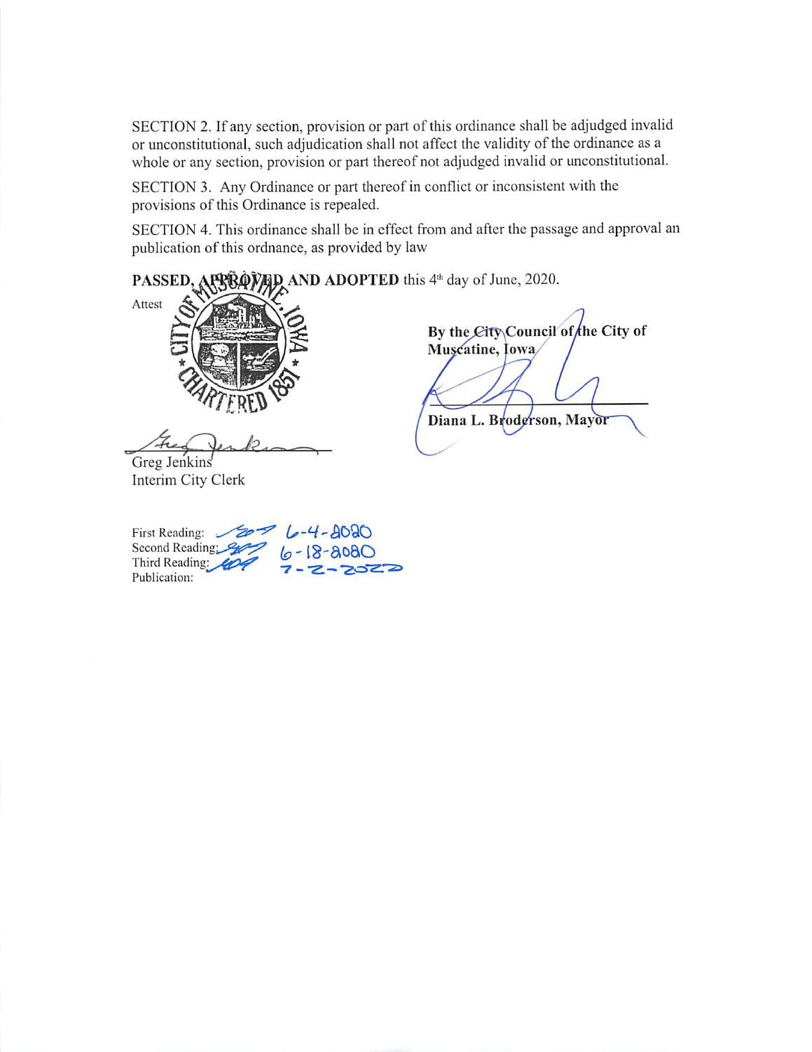SECTION 2. If any section, provision or part of this ordinance shall be adjudged invalid or unconstitutional, such adjudication shall not affect the validity of the ordinance as a whole or any section, provision or part thereof not adjudged invalid or unconstitutional.

SECTION 3. Any Ordinance or part thereof in conflict or inconsistent with the provisions of this Ordinance is repealed.

SECTION 4. This ordinance shall be in effect from and after the passage and approval an publication of this ordnance, as provided by law

**PASSED, APPROVED AND ADOPTED** this 4th day of June, 2020.

Attest

CITY OF MUSCATINE, IOWA
CHARTERED 1851

Greg Jenkins
Interim City Clerk

**By the City Council of the City of Muscatine, Iowa**

**Diana L. Broderson, Mayor**

First Reading: 6-4-2020
Second Reading: 6-18-2020
Third Reading: 7-2-2020
Publication: